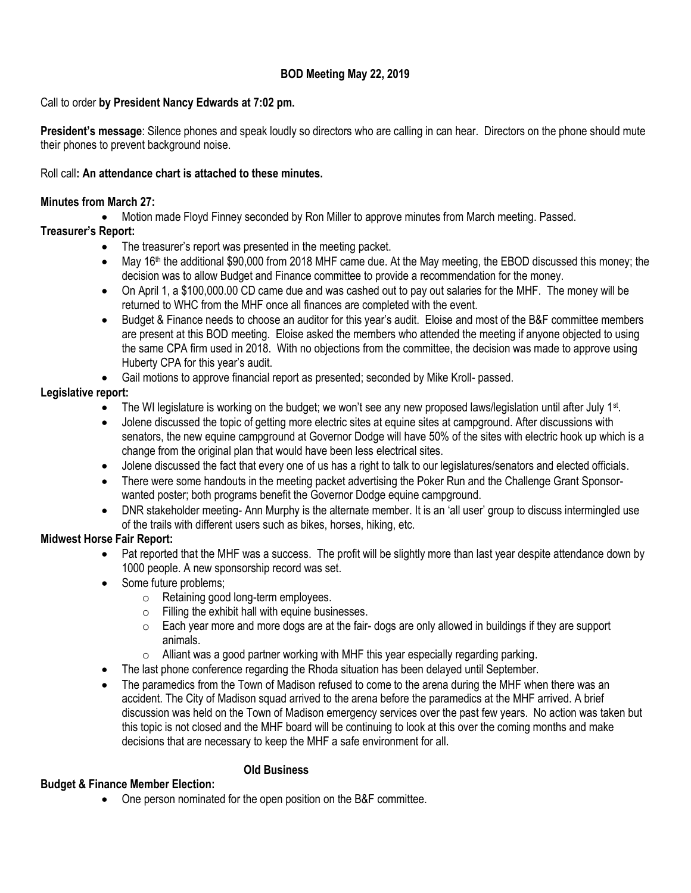# BOD Meeting May 22, 2019

Call to order **by President Nancy Edwards at 7:02 pm.**

**President's message**: Silence phones and speak loudly so directors who are calling in can hear. Directors on the phone should mute their phones to prevent background noise.

Roll call**: An attendance chart is attached to these minutes.**

**Minutes from March 27:**

- Motion made Floyd Finney seconded by Ron Miller to approve minutes from March meeting. Passed.

**Treasurer's Report:**

- The treasurer's report was presented in the meeting packet.
- May 16th the additional $90,000 from 2018 MHF came due. At the May meeting, the EBOD discussed this money; the decision was to allow Budget and Finance committee to provide a recommendation for the money.
- On April 1, a $100,000.00 CD came due and was cashed out to pay out salaries for the MHF. The money will be returned to WHC from the MHF once all finances are completed with the event.
- Budget & Finance needs to choose an auditor for this year's audit. Eloise and most of the B&F committee members are present at this BOD meeting. Eloise asked the members who attended the meeting if anyone objected to using the same CPA firm used in 2018. With no objections from the committee, the decision was made to approve using Huberty CPA for this year's audit.
- Gail motions to approve financial report as presented; seconded by Mike Kroll- passed.

**Legislative report:**

- The WI legislature is working on the budget; we won't see any new proposed laws/legislation until after July 1st.
- Jolene discussed the topic of getting more electric sites at equine sites at campground. After discussions with senators, the new equine campground at Governor Dodge will have 50% of the sites with electric hook up which is a change from the original plan that would have been less electrical sites.
- Jolene discussed the fact that every one of us has a right to talk to our legislatures/senators and elected officials.
- There were some handouts in the meeting packet advertising the Poker Run and the Challenge Grant Sponsor-wanted poster; both programs benefit the Governor Dodge equine campground.
- DNR stakeholder meeting- Ann Murphy is the alternate member. It is an 'all user' group to discuss intermingled use of the trails with different users such as bikes, horses, hiking, etc.

**Midwest Horse Fair Report:**

- Pat reported that the MHF was a success. The profit will be slightly more than last year despite attendance down by 1000 people. A new sponsorship record was set.
- Some future problems;
  - Retaining good long-term employees.
  - Filling the exhibit hall with equine businesses.
  - Each year more and more dogs are at the fair- dogs are only allowed in buildings if they are support animals.
  - Alliant was a good partner working with MHF this year especially regarding parking.
- The last phone conference regarding the Rhoda situation has been delayed until September.
- The paramedics from the Town of Madison refused to come to the arena during the MHF when there was an accident. The City of Madison squad arrived to the arena before the paramedics at the MHF arrived. A brief discussion was held on the Town of Madison emergency services over the past few years. No action was taken but this topic is not closed and the MHF board will be continuing to look at this over the coming months and make decisions that are necessary to keep the MHF a safe environment for all.

## Old Business

**Budget & Finance Member Election:**

- One person nominated for the open position on the B&F committee.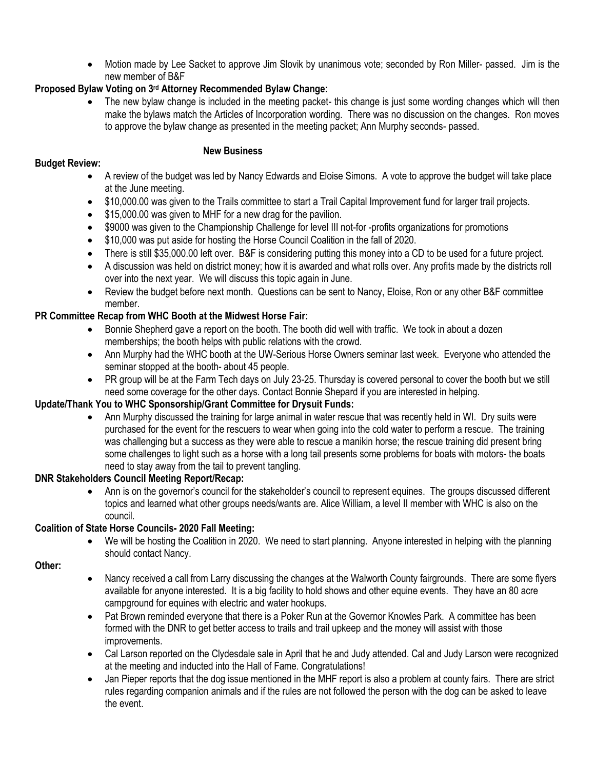- Motion made by Lee Sacket to approve Jim Slovik by unanimous vote; seconded by Ron Miller- passed. Jim is the new member of B&F

**Proposed Bylaw Voting on 3rd Attorney Recommended Bylaw Change:**

- The new bylaw change is included in the meeting packet- this change is just some wording changes which will then make the bylaws match the Articles of Incorporation wording. There was no discussion on the changes. Ron moves to approve the bylaw change as presented in the meeting packet; Ann Murphy seconds- passed.

**New Business**

**Budget Review:**

- A review of the budget was led by Nancy Edwards and Eloise Simons. A vote to approve the budget will take place at the June meeting.
- $10,000.00 was given to the Trails committee to start a Trail Capital Improvement fund for larger trail projects.
- $15,000.00 was given to MHF for a new drag for the pavilion.
- $9000 was given to the Championship Challenge for level III not-for -profits organizations for promotions
- $10,000 was put aside for hosting the Horse Council Coalition in the fall of 2020.
- There is still $35,000.00 left over. B&F is considering putting this money into a CD to be used for a future project.
- A discussion was held on district money; how it is awarded and what rolls over. Any profits made by the districts roll over into the next year. We will discuss this topic again in June.
- Review the budget before next month. Questions can be sent to Nancy, Eloise, Ron or any other B&F committee member.

**PR Committee Recap from WHC Booth at the Midwest Horse Fair:**

- Bonnie Shepherd gave a report on the booth. The booth did well with traffic. We took in about a dozen memberships; the booth helps with public relations with the crowd.
- Ann Murphy had the WHC booth at the UW-Serious Horse Owners seminar last week. Everyone who attended the seminar stopped at the booth- about 45 people.
- PR group will be at the Farm Tech days on July 23-25. Thursday is covered personal to cover the booth but we still need some coverage for the other days. Contact Bonnie Shepard if you are interested in helping.

**Update/Thank You to WHC Sponsorship/Grant Committee for Drysuit Funds:**

- Ann Murphy discussed the training for large animal in water rescue that was recently held in WI. Dry suits were purchased for the event for the rescuers to wear when going into the cold water to perform a rescue. The training was challenging but a success as they were able to rescue a manikin horse; the rescue training did present bring some challenges to light such as a horse with a long tail presents some problems for boats with motors- the boats need to stay away from the tail to prevent tangling.

**DNR Stakeholders Council Meeting Report/Recap:**

- Ann is on the governor's council for the stakeholder's council to represent equines. The groups discussed different topics and learned what other groups needs/wants are. Alice William, a level II member with WHC is also on the council.

**Coalition of State Horse Councils- 2020 Fall Meeting:**

- We will be hosting the Coalition in 2020. We need to start planning. Anyone interested in helping with the planning should contact Nancy.

**Other:**

- Nancy received a call from Larry discussing the changes at the Walworth County fairgrounds. There are some flyers available for anyone interested. It is a big facility to hold shows and other equine events. They have an 80 acre campground for equines with electric and water hookups.
- Pat Brown reminded everyone that there is a Poker Run at the Governor Knowles Park. A committee has been formed with the DNR to get better access to trails and trail upkeep and the money will assist with those improvements.
- Cal Larson reported on the Clydesdale sale in April that he and Judy attended. Cal and Judy Larson were recognized at the meeting and inducted into the Hall of Fame. Congratulations!
- Jan Pieper reports that the dog issue mentioned in the MHF report is also a problem at county fairs. There are strict rules regarding companion animals and if the rules are not followed the person with the dog can be asked to leave the event.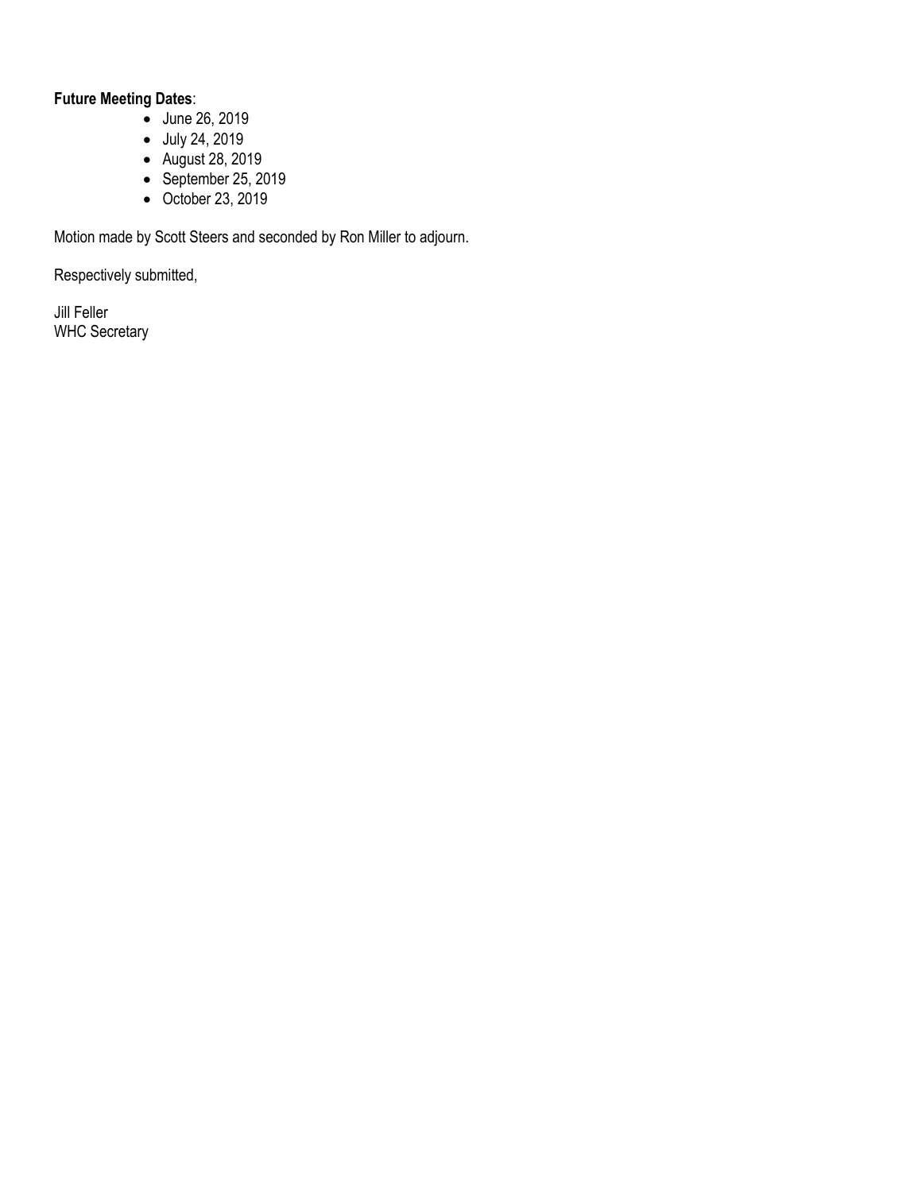**Future Meeting Dates**:

- June 26, 2019
- July 24, 2019
- August 28, 2019
- September 25, 2019
- October 23, 2019

Motion made by Scott Steers and seconded by Ron Miller to adjourn.

Respectively submitted,

Jill Feller
WHC Secretary